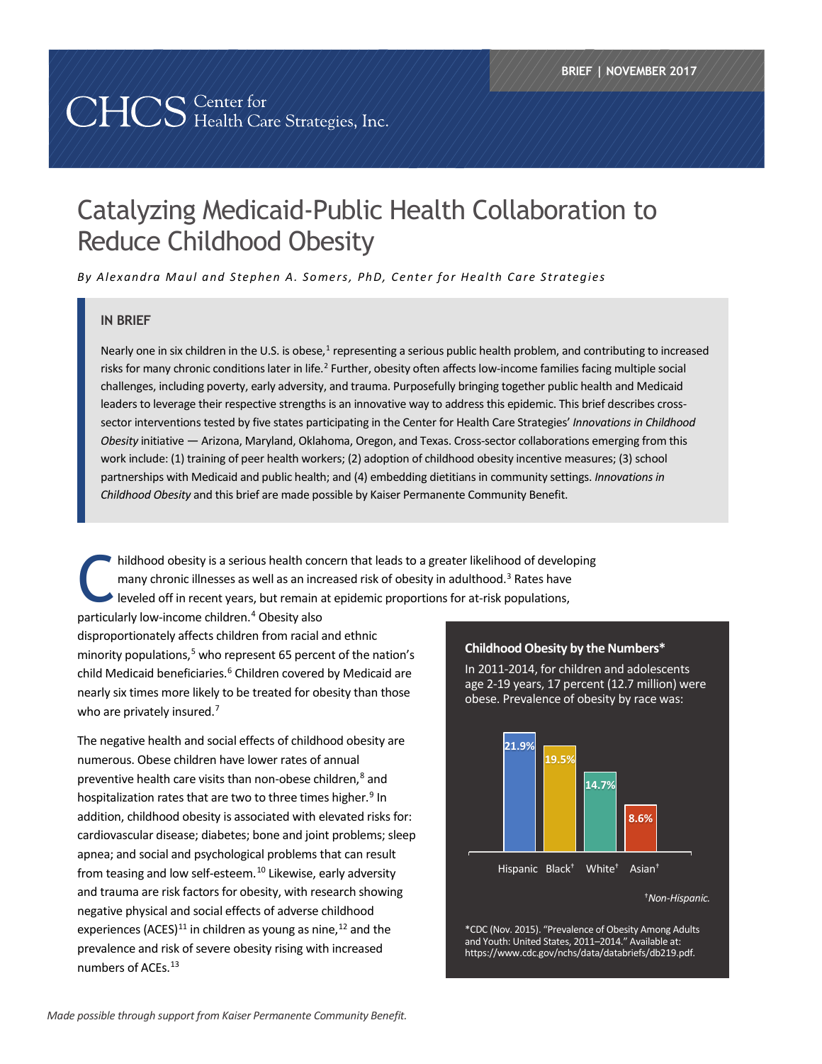BRIEF | NOVEMBER 2017

CHCS Center for Health Care Strategies, Inc.

# Catalyzing Medicaid-Public Health Collaboration to Reduce Childhood Obesity

*By Alexandra Maul and Stephen A. Somers, PhD, Center for Health Care Strategies*

## IN BRIEF

Nearly one in six children in the U.S. is obese,[1] representing a serious public health problem, and contributing to increased risks for many chronic conditions later in life.[2] Further, obesity often affects low-income families facing multiple social challenges, including poverty, early adversity, and trauma. Purposefully bringing together public health and Medicaid leaders to leverage their respective strengths is an innovative way to address this epidemic. This brief describes cross-sector interventions tested by five states participating in the Center for Health Care Strategies' *Innovations in Childhood Obesity* initiative — Arizona, Maryland, Oklahoma, Oregon, and Texas. Cross-sector collaborations emerging from this work include: (1) training of peer health workers; (2) adoption of childhood obesity incentive measures; (3) school partnerships with Medicaid and public health; and (4) embedding dietitians in community settings. *Innovations in Childhood Obesity* and this brief are made possible by Kaiser Permanente Community Benefit.

Childhood obesity is a serious health concern that leads to a greater likelihood of developing many chronic illnesses as well as an increased risk of obesity in adulthood.[3] Rates have leveled off in recent years, but remain at epidemic proportions for at-risk populations, particularly low-income children.[4] Obesity also disproportionately affects children from racial and ethnic minority populations,[5] who represent 65 percent of the nation's child Medicaid beneficiaries.[6] Children covered by Medicaid are nearly six times more likely to be treated for obesity than those who are privately insured.[7]

The negative health and social effects of childhood obesity are numerous. Obese children have lower rates of annual preventive health care visits than non-obese children,[8] and hospitalization rates that are two to three times higher.[9] In addition, childhood obesity is associated with elevated risks for: cardiovascular disease; diabetes; bone and joint problems; sleep apnea; and social and psychological problems that can result from teasing and low self-esteem.[10] Likewise, early adversity and trauma are risk factors for obesity, with research showing negative physical and social effects of adverse childhood experiences (ACES)[11] in children as young as nine,[12] and the prevalence and risk of severe obesity rising with increased numbers of ACEs.[13]

### Childhood Obesity by the Numbers*

In 2011-2014, for children and adolescents age 2-19 years, 17 percent (12.7 million) were obese. Prevalence of obesity by race was:

| Hispanic | Black† | White† | Asian† |
|---|---|---|---|
| 21.9% | 19.5% | 14.7% | 8.6% |

†*Non-Hispanic.*

*CDC (Nov. 2015). "Prevalence of Obesity Among Adults and Youth: United States, 2011–2014." Available at: https://www.cdc.gov/nchs/data/databriefs/db219.pdf.

*Made possible through support from Kaiser Permanente Community Benefit.*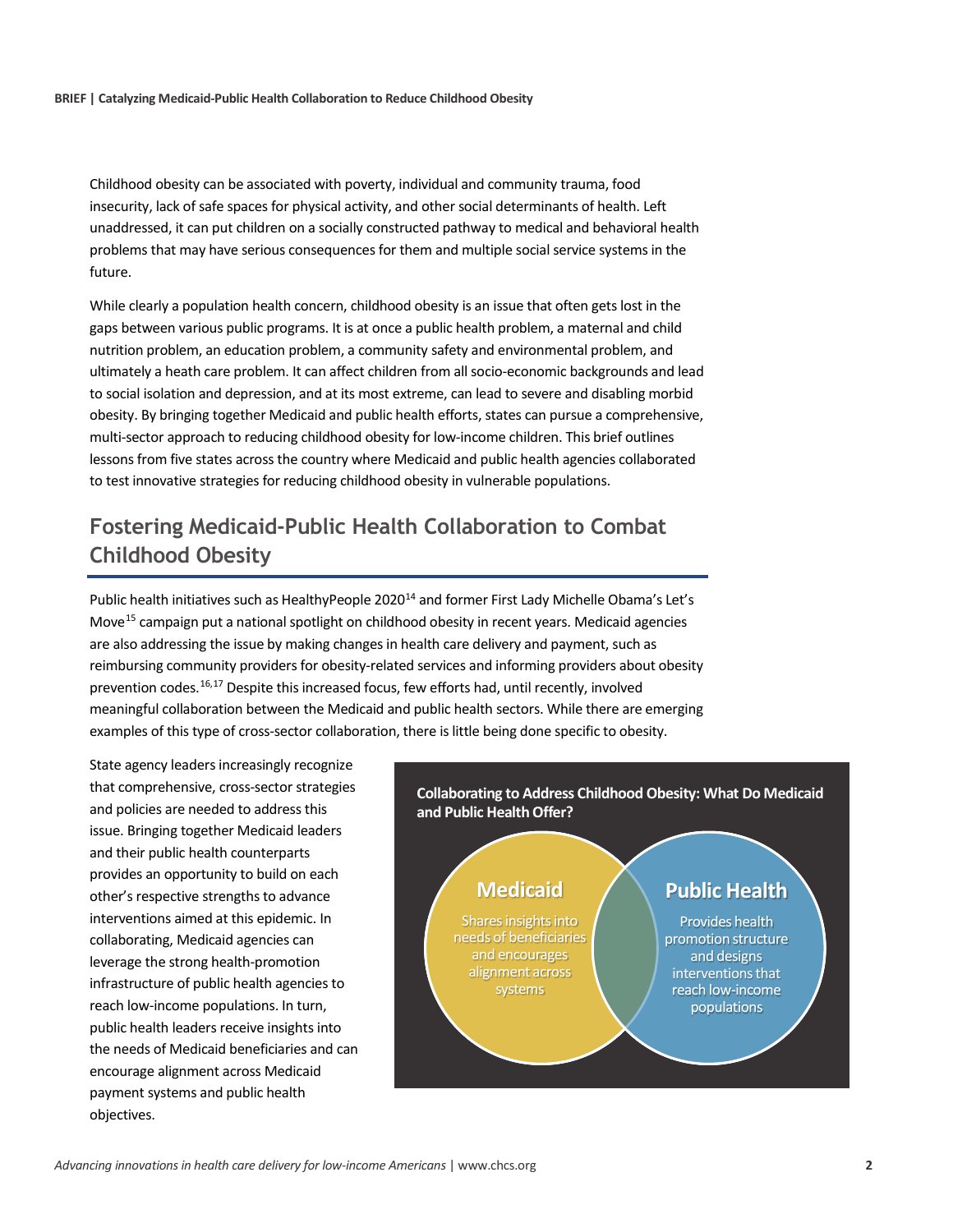Childhood obesity can be associated with poverty, individual and community trauma, food insecurity, lack of safe spaces for physical activity, and other social determinants of health. Left unaddressed, it can put children on a socially constructed pathway to medical and behavioral health problems that may have serious consequences for them and multiple social service systems in the future.

While clearly a population health concern, childhood obesity is an issue that often gets lost in the gaps between various public programs. It is at once a public health problem, a maternal and child nutrition problem, an education problem, a community safety and environmental problem, and ultimately a heath care problem. It can affect children from all socio-economic backgrounds and lead to social isolation and depression, and at its most extreme, can lead to severe and disabling morbid obesity. By bringing together Medicaid and public health efforts, states can pursue a comprehensive, multi-sector approach to reducing childhood obesity for low-income children. This brief outlines lessons from five states across the country where Medicaid and public health agencies collaborated to test innovative strategies for reducing childhood obesity in vulnerable populations.

## Fostering Medicaid-Public Health Collaboration to Combat Childhood Obesity

Public health initiatives such as HealthyPeople 2020[14] and former First Lady Michelle Obama's Let's Move[15] campaign put a national spotlight on childhood obesity in recent years. Medicaid agencies are also addressing the issue by making changes in health care delivery and payment, such as reimbursing community providers for obesity-related services and informing providers about obesity prevention codes.[16,17] Despite this increased focus, few efforts had, until recently, involved meaningful collaboration between the Medicaid and public health sectors. While there are emerging examples of this type of cross-sector collaboration, there is little being done specific to obesity.

State agency leaders increasingly recognize that comprehensive, cross-sector strategies and policies are needed to address this issue. Bringing together Medicaid leaders and their public health counterparts provides an opportunity to build on each other's respective strengths to advance interventions aimed at this epidemic. In collaborating, Medicaid agencies can leverage the strong health-promotion infrastructure of public health agencies to reach low-income populations. In turn, public health leaders receive insights into the needs of Medicaid beneficiaries and can encourage alignment across Medicaid payment systems and public health objectives.

**Collaborating to Address Childhood Obesity: What Do Medicaid and Public Health Offer?**

**Medicaid**: Shares insights into needs of beneficiaries and encourages alignment across systems

**Public Health**: Provides health promotion structure and designs interventions that reach low-income populations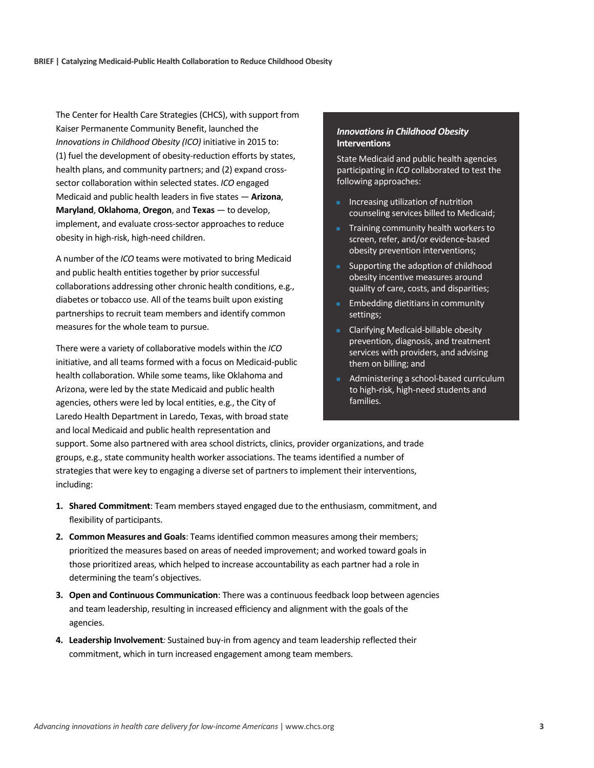The Center for Health Care Strategies (CHCS), with support from Kaiser Permanente Community Benefit, launched the *Innovations in Childhood Obesity (ICO)* initiative in 2015 to: (1) fuel the development of obesity-reduction efforts by states, health plans, and community partners; and (2) expand cross-sector collaboration within selected states. *ICO* engaged Medicaid and public health leaders in five states — **Arizona**, **Maryland**, **Oklahoma**, **Oregon**, and **Texas** — to develop, implement, and evaluate cross-sector approaches to reduce obesity in high-risk, high-need children.

A number of the *ICO* teams were motivated to bring Medicaid and public health entities together by prior successful collaborations addressing other chronic health conditions, e.g., diabetes or tobacco use. All of the teams built upon existing partnerships to recruit team members and identify common measures for the whole team to pursue.

There were a variety of collaborative models within the *ICO* initiative, and all teams formed with a focus on Medicaid-public health collaboration. While some teams, like Oklahoma and Arizona, were led by the state Medicaid and public health agencies, others were led by local entities, e.g., the City of Laredo Health Department in Laredo, Texas, with broad state and local Medicaid and public health representation and support. Some also partnered with area school districts, clinics, provider organizations, and trade groups, e.g., state community health worker associations. The teams identified a number of strategies that were key to engaging a diverse set of partners to implement their interventions, including:

1. **Shared Commitment**: Team members stayed engaged due to the enthusiasm, commitment, and flexibility of participants.
2. **Common Measures and Goals**: Teams identified common measures among their members; prioritized the measures based on areas of needed improvement; and worked toward goals in those prioritized areas, which helped to increase accountability as each partner had a role in determining the team's objectives.
3. **Open and Continuous Communication**: There was a continuous feedback loop between agencies and team leadership, resulting in increased efficiency and alignment with the goals of the agencies.
4. **Leadership Involvement***:* Sustained buy-in from agency and team leadership reflected their commitment, which in turn increased engagement among team members.

### *Innovations in Childhood Obesity* Interventions

State Medicaid and public health agencies participating in *ICO* collaborated to test the following approaches:

- Increasing utilization of nutrition counseling services billed to Medicaid;
- Training community health workers to screen, refer, and/or evidence-based obesity prevention interventions;
- Supporting the adoption of childhood obesity incentive measures around quality of care, costs, and disparities;
- Embedding dietitians in community settings;
- Clarifying Medicaid-billable obesity prevention, diagnosis, and treatment services with providers, and advising them on billing; and
- Administering a school-based curriculum to high-risk, high-need students and families.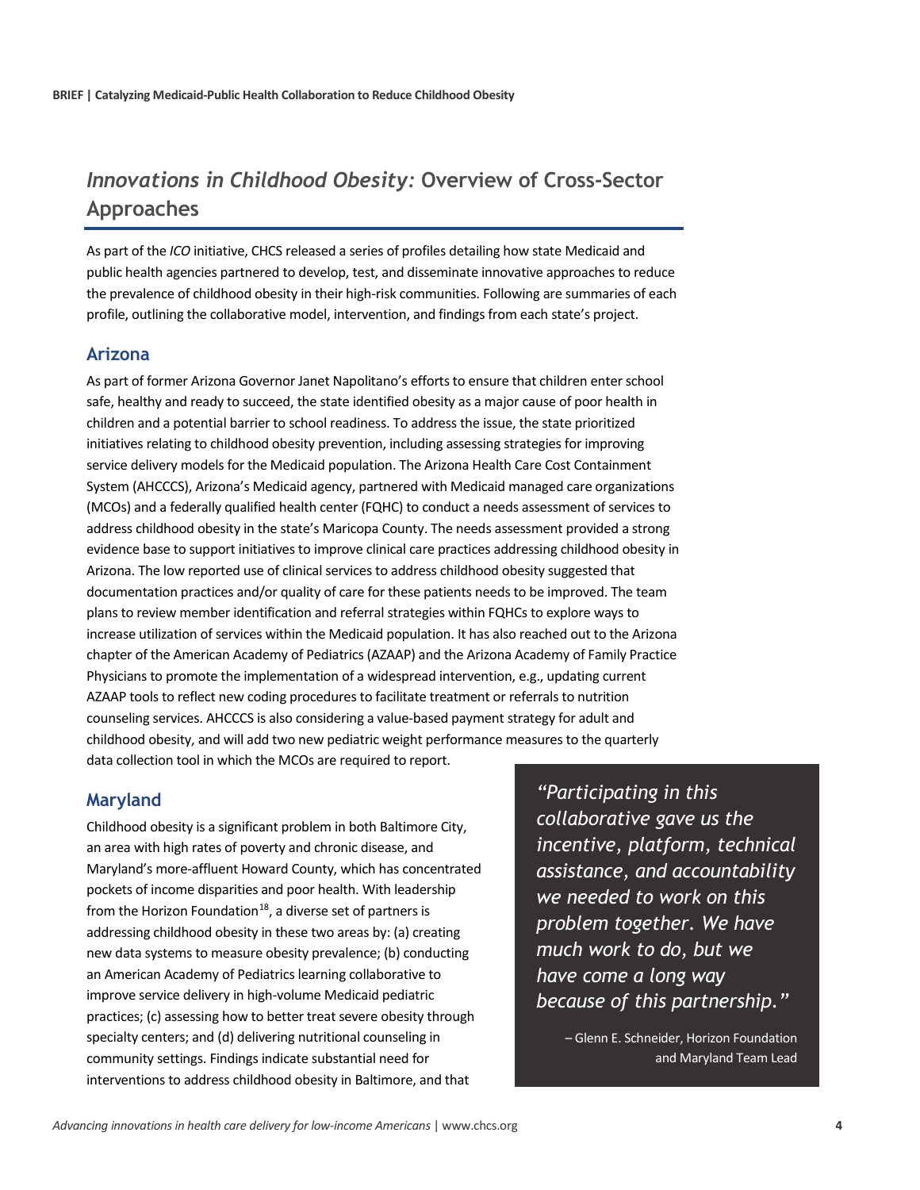## *Innovations in Childhood Obesity:* Overview of Cross-Sector Approaches

As part of the *ICO* initiative, CHCS released a series of profiles detailing how state Medicaid and public health agencies partnered to develop, test, and disseminate innovative approaches to reduce the prevalence of childhood obesity in their high-risk communities. Following are summaries of each profile, outlining the collaborative model, intervention, and findings from each state's project.

### Arizona

As part of former Arizona Governor Janet Napolitano's efforts to ensure that children enter school safe, healthy and ready to succeed, the state identified obesity as a major cause of poor health in children and a potential barrier to school readiness. To address the issue, the state prioritized initiatives relating to childhood obesity prevention, including assessing strategies for improving service delivery models for the Medicaid population. The Arizona Health Care Cost Containment System (AHCCCS), Arizona's Medicaid agency, partnered with Medicaid managed care organizations (MCOs) and a federally qualified health center (FQHC) to conduct a needs assessment of services to address childhood obesity in the state's Maricopa County. The needs assessment provided a strong evidence base to support initiatives to improve clinical care practices addressing childhood obesity in Arizona. The low reported use of clinical services to address childhood obesity suggested that documentation practices and/or quality of care for these patients needs to be improved. The team plans to review member identification and referral strategies within FQHCs to explore ways to increase utilization of services within the Medicaid population. It has also reached out to the Arizona chapter of the American Academy of Pediatrics (AZAAP) and the Arizona Academy of Family Practice Physicians to promote the implementation of a widespread intervention, e.g., updating current AZAAP tools to reflect new coding procedures to facilitate treatment or referrals to nutrition counseling services. AHCCCS is also considering a value-based payment strategy for adult and childhood obesity, and will add two new pediatric weight performance measures to the quarterly data collection tool in which the MCOs are required to report.

### Maryland

Childhood obesity is a significant problem in both Baltimore City, an area with high rates of poverty and chronic disease, and Maryland's more-affluent Howard County, which has concentrated pockets of income disparities and poor health. With leadership from the Horizon Foundation[18], a diverse set of partners is addressing childhood obesity in these two areas by: (a) creating new data systems to measure obesity prevalence; (b) conducting an American Academy of Pediatrics learning collaborative to improve service delivery in high-volume Medicaid pediatric practices; (c) assessing how to better treat severe obesity through specialty centers; and (d) delivering nutritional counseling in community settings. Findings indicate substantial need for interventions to address childhood obesity in Baltimore, and that

> *"Participating in this collaborative gave us the incentive, platform, technical assistance, and accountability we needed to work on this problem together. We have much work to do, but we have come a long way because of this partnership."*
>
> – Glenn E. Schneider, Horizon Foundation and Maryland Team Lead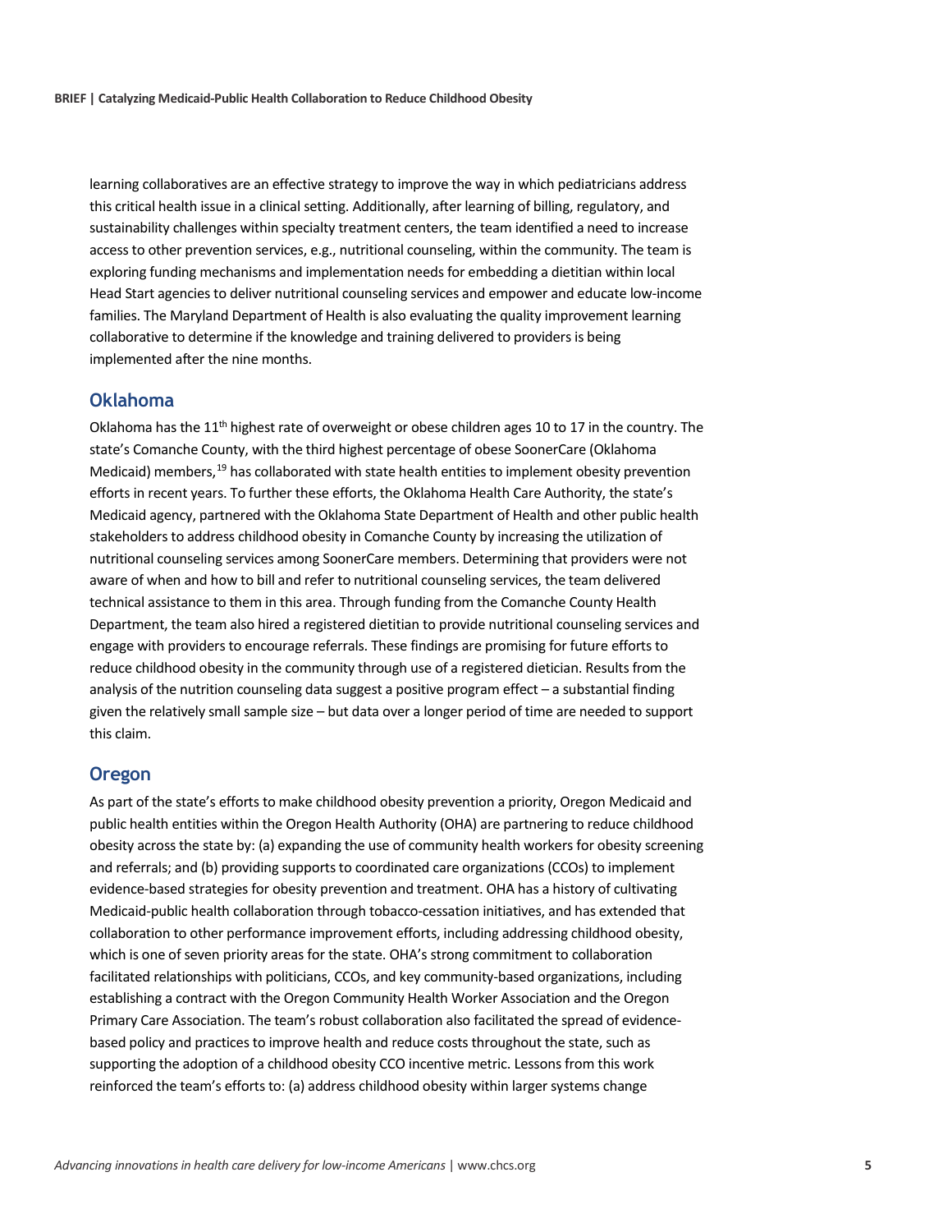learning collaboratives are an effective strategy to improve the way in which pediatricians address this critical health issue in a clinical setting. Additionally, after learning of billing, regulatory, and sustainability challenges within specialty treatment centers, the team identified a need to increase access to other prevention services, e.g., nutritional counseling, within the community. The team is exploring funding mechanisms and implementation needs for embedding a dietitian within local Head Start agencies to deliver nutritional counseling services and empower and educate low-income families. The Maryland Department of Health is also evaluating the quality improvement learning collaborative to determine if the knowledge and training delivered to providers is being implemented after the nine months.

## Oklahoma

Oklahoma has the 11th highest rate of overweight or obese children ages 10 to 17 in the country. The state's Comanche County, with the third highest percentage of obese SoonerCare (Oklahoma Medicaid) members,[19] has collaborated with state health entities to implement obesity prevention efforts in recent years. To further these efforts, the Oklahoma Health Care Authority, the state's Medicaid agency, partnered with the Oklahoma State Department of Health and other public health stakeholders to address childhood obesity in Comanche County by increasing the utilization of nutritional counseling services among SoonerCare members. Determining that providers were not aware of when and how to bill and refer to nutritional counseling services, the team delivered technical assistance to them in this area. Through funding from the Comanche County Health Department, the team also hired a registered dietitian to provide nutritional counseling services and engage with providers to encourage referrals. These findings are promising for future efforts to reduce childhood obesity in the community through use of a registered dietician. Results from the analysis of the nutrition counseling data suggest a positive program effect – a substantial finding given the relatively small sample size – but data over a longer period of time are needed to support this claim.

## Oregon

As part of the state's efforts to make childhood obesity prevention a priority, Oregon Medicaid and public health entities within the Oregon Health Authority (OHA) are partnering to reduce childhood obesity across the state by: (a) expanding the use of community health workers for obesity screening and referrals; and (b) providing supports to coordinated care organizations (CCOs) to implement evidence-based strategies for obesity prevention and treatment. OHA has a history of cultivating Medicaid-public health collaboration through tobacco-cessation initiatives, and has extended that collaboration to other performance improvement efforts, including addressing childhood obesity, which is one of seven priority areas for the state. OHA's strong commitment to collaboration facilitated relationships with politicians, CCOs, and key community-based organizations, including establishing a contract with the Oregon Community Health Worker Association and the Oregon Primary Care Association. The team's robust collaboration also facilitated the spread of evidence-based policy and practices to improve health and reduce costs throughout the state, such as supporting the adoption of a childhood obesity CCO incentive metric. Lessons from this work reinforced the team's efforts to: (a) address childhood obesity within larger systems change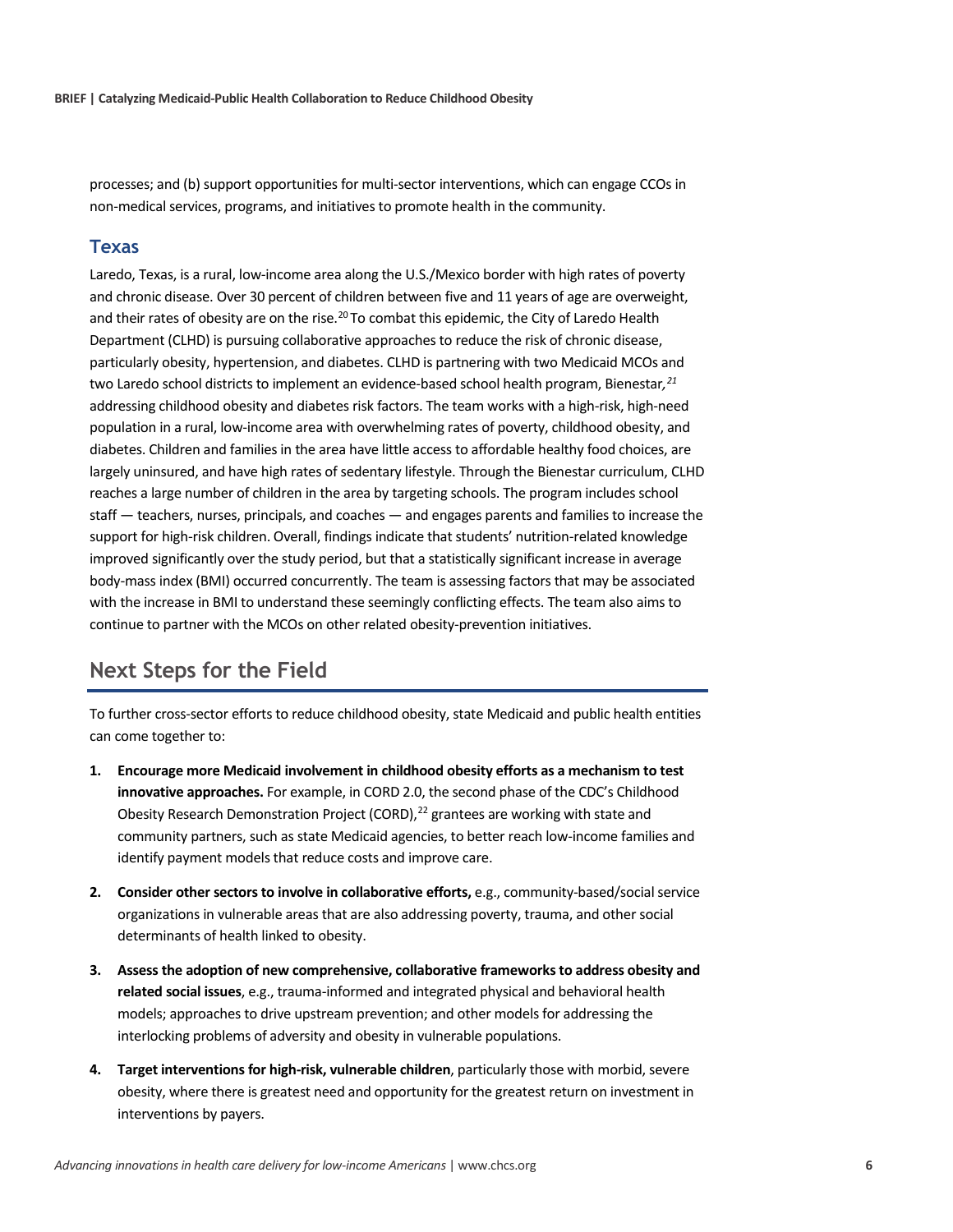processes; and (b) support opportunities for multi-sector interventions, which can engage CCOs in non-medical services, programs, and initiatives to promote health in the community.

### Texas

Laredo, Texas, is a rural, low-income area along the U.S./Mexico border with high rates of poverty and chronic disease. Over 30 percent of children between five and 11 years of age are overweight, and their rates of obesity are on the rise.[20] To combat this epidemic, the City of Laredo Health Department (CLHD) is pursuing collaborative approaches to reduce the risk of chronic disease, particularly obesity, hypertension, and diabetes. CLHD is partnering with two Medicaid MCOs and two Laredo school districts to implement an evidence-based school health program, Bienestar,[21] addressing childhood obesity and diabetes risk factors. The team works with a high-risk, high-need population in a rural, low-income area with overwhelming rates of poverty, childhood obesity, and diabetes. Children and families in the area have little access to affordable healthy food choices, are largely uninsured, and have high rates of sedentary lifestyle. Through the Bienestar curriculum, CLHD reaches a large number of children in the area by targeting schools. The program includes school staff — teachers, nurses, principals, and coaches — and engages parents and families to increase the support for high-risk children. Overall, findings indicate that students' nutrition-related knowledge improved significantly over the study period, but that a statistically significant increase in average body-mass index (BMI) occurred concurrently. The team is assessing factors that may be associated with the increase in BMI to understand these seemingly conflicting effects. The team also aims to continue to partner with the MCOs on other related obesity-prevention initiatives.

## Next Steps for the Field

To further cross-sector efforts to reduce childhood obesity, state Medicaid and public health entities can come together to:

1. **Encourage more Medicaid involvement in childhood obesity efforts as a mechanism to test innovative approaches.** For example, in CORD 2.0, the second phase of the CDC's Childhood Obesity Research Demonstration Project (CORD),[22] grantees are working with state and community partners, such as state Medicaid agencies, to better reach low-income families and identify payment models that reduce costs and improve care.
2. **Consider other sectors to involve in collaborative efforts,** e.g., community-based/social service organizations in vulnerable areas that are also addressing poverty, trauma, and other social determinants of health linked to obesity.
3. **Assess the adoption of new comprehensive, collaborative frameworks to address obesity and related social issues**, e.g., trauma-informed and integrated physical and behavioral health models; approaches to drive upstream prevention; and other models for addressing the interlocking problems of adversity and obesity in vulnerable populations.
4. **Target interventions for high-risk, vulnerable children**, particularly those with morbid, severe obesity, where there is greatest need and opportunity for the greatest return on investment in interventions by payers.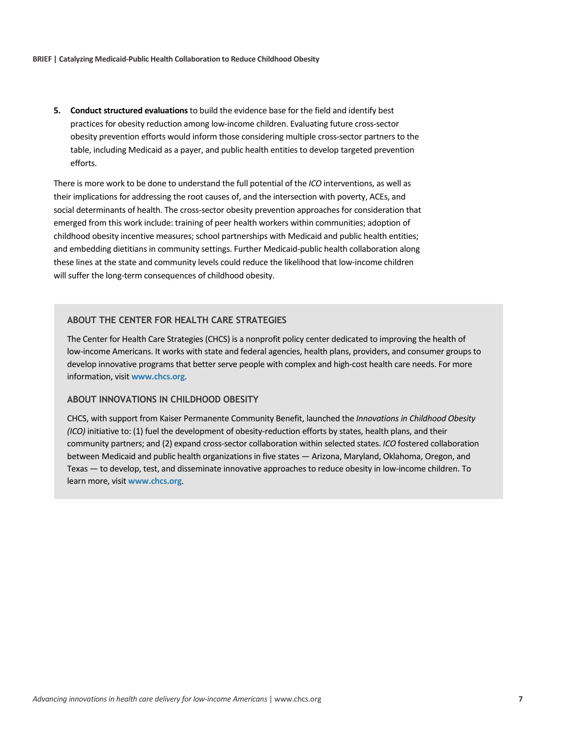5. **Conduct structured evaluations** to build the evidence base for the field and identify best practices for obesity reduction among low-income children. Evaluating future cross-sector obesity prevention efforts would inform those considering multiple cross-sector partners to the table, including Medicaid as a payer, and public health entities to develop targeted prevention efforts.

There is more work to be done to understand the full potential of the *ICO* interventions, as well as their implications for addressing the root causes of, and the intersection with poverty, ACEs, and social determinants of health. The cross-sector obesity prevention approaches for consideration that emerged from this work include: training of peer health workers within communities; adoption of childhood obesity incentive measures; school partnerships with Medicaid and public health entities; and embedding dietitians in community settings. Further Medicaid-public health collaboration along these lines at the state and community levels could reduce the likelihood that low-income children will suffer the long-term consequences of childhood obesity.

### ABOUT THE CENTER FOR HEALTH CARE STRATEGIES

The Center for Health Care Strategies (CHCS) is a nonprofit policy center dedicated to improving the health of low-income Americans. It works with state and federal agencies, health plans, providers, and consumer groups to develop innovative programs that better serve people with complex and high-cost health care needs. For more information, visit **www.chcs.org**.

### ABOUT INNOVATIONS IN CHILDHOOD OBESITY

CHCS, with support from Kaiser Permanente Community Benefit, launched the *Innovations in Childhood Obesity (ICO)* initiative to: (1) fuel the development of obesity-reduction efforts by states, health plans, and their community partners; and (2) expand cross-sector collaboration within selected states. *ICO* fostered collaboration between Medicaid and public health organizations in five states — Arizona, Maryland, Oklahoma, Oregon, and Texas — to develop, test, and disseminate innovative approaches to reduce obesity in low-income children. To learn more, visit **www.chcs.org**.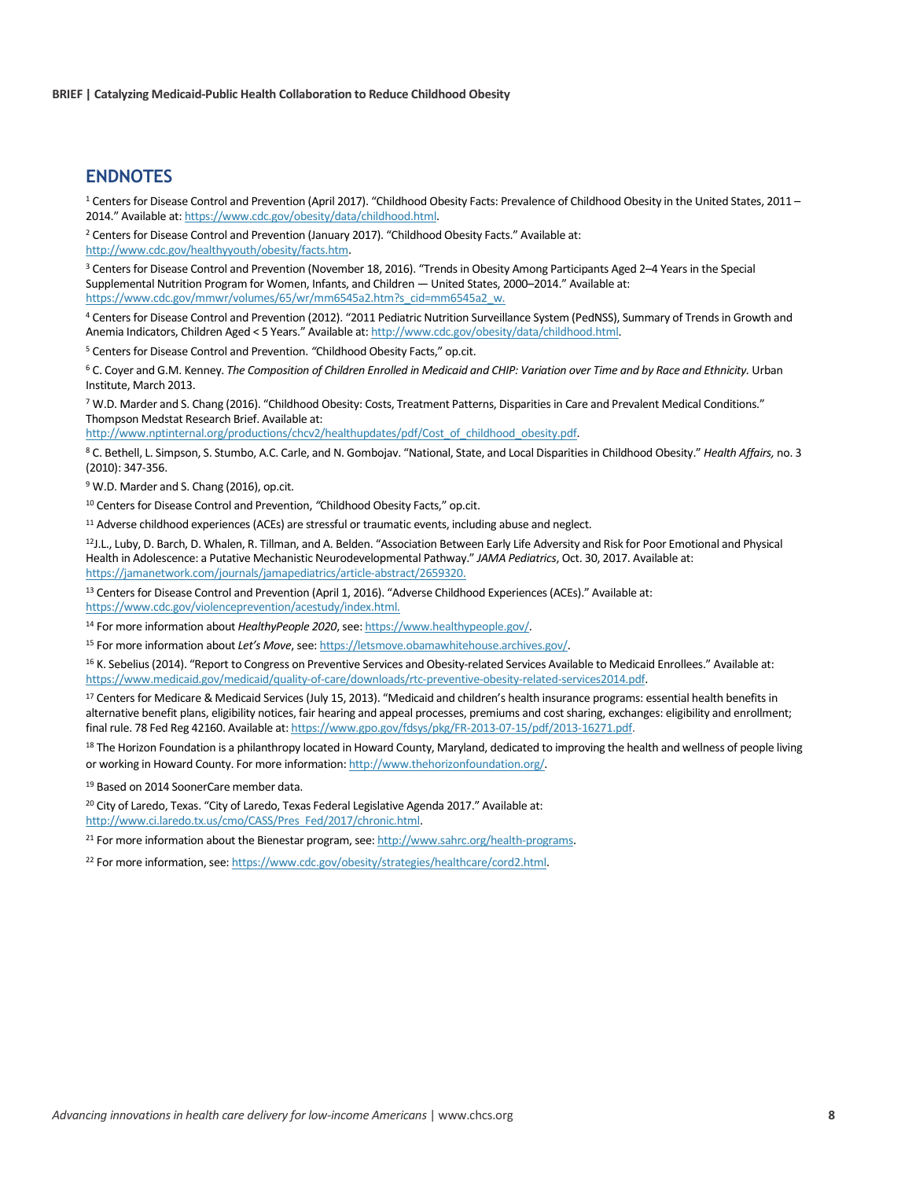## ENDNOTES

[1] Centers for Disease Control and Prevention (April 2017). "Childhood Obesity Facts: Prevalence of Childhood Obesity in the United States, 2011 – 2014." Available at: https://www.cdc.gov/obesity/data/childhood.html.

[2] Centers for Disease Control and Prevention (January 2017). "Childhood Obesity Facts." Available at: http://www.cdc.gov/healthyyouth/obesity/facts.htm.

[3] Centers for Disease Control and Prevention (November 18, 2016). "Trends in Obesity Among Participants Aged 2–4 Years in the Special Supplemental Nutrition Program for Women, Infants, and Children — United States, 2000–2014." Available at: https://www.cdc.gov/mmwr/volumes/65/wr/mm6545a2.htm?s_cid=mm6545a2_w.

[4] Centers for Disease Control and Prevention (2012). "2011 Pediatric Nutrition Surveillance System (PedNSS), Summary of Trends in Growth and Anemia Indicators, Children Aged < 5 Years." Available at: http://www.cdc.gov/obesity/data/childhood.html.

[5] Centers for Disease Control and Prevention. "Childhood Obesity Facts," op.cit.

[6] C. Coyer and G.M. Kenney. *The Composition of Children Enrolled in Medicaid and CHIP: Variation over Time and by Race and Ethnicity.* Urban Institute, March 2013.

[7] W.D. Marder and S. Chang (2016). "Childhood Obesity: Costs, Treatment Patterns, Disparities in Care and Prevalent Medical Conditions." Thompson Medstat Research Brief. Available at: http://www.nptinternal.org/productions/chcv2/healthupdates/pdf/Cost_of_childhood_obesity.pdf.

[8] C. Bethell, L. Simpson, S. Stumbo, A.C. Carle, and N. Gombojav. "National, State, and Local Disparities in Childhood Obesity." *Health Affairs,* no. 3 (2010): 347-356.

[9] W.D. Marder and S. Chang (2016), op.cit.

[10] Centers for Disease Control and Prevention, "Childhood Obesity Facts," op.cit.

[11] Adverse childhood experiences (ACEs) are stressful or traumatic events, including abuse and neglect.

[12] J.L., Luby, D. Barch, D. Whalen, R. Tillman, and A. Belden. "Association Between Early Life Adversity and Risk for Poor Emotional and Physical Health in Adolescence: a Putative Mechanistic Neurodevelopmental Pathway." *JAMA Pediatrics*, Oct. 30, 2017. Available at: https://jamanetwork.com/journals/jamapediatrics/article-abstract/2659320.

[13] Centers for Disease Control and Prevention (April 1, 2016). "Adverse Childhood Experiences (ACEs)." Available at: https://www.cdc.gov/violenceprevention/acestudy/index.html.

[14] For more information about *HealthyPeople 2020*, see: https://www.healthypeople.gov/.

[15] For more information about *Let's Move*, see: https://letsmove.obamawhitehouse.archives.gov/.

[16] K. Sebelius (2014). "Report to Congress on Preventive Services and Obesity-related Services Available to Medicaid Enrollees." Available at: https://www.medicaid.gov/medicaid/quality-of-care/downloads/rtc-preventive-obesity-related-services2014.pdf.

[17] Centers for Medicare & Medicaid Services (July 15, 2013). "Medicaid and children's health insurance programs: essential health benefits in alternative benefit plans, eligibility notices, fair hearing and appeal processes, premiums and cost sharing, exchanges: eligibility and enrollment; final rule. 78 Fed Reg 42160. Available at: https://www.gpo.gov/fdsys/pkg/FR-2013-07-15/pdf/2013-16271.pdf.

[18] The Horizon Foundation is a philanthropy located in Howard County, Maryland, dedicated to improving the health and wellness of people living or working in Howard County. For more information: http://www.thehorizonfoundation.org/.

[19] Based on 2014 SoonerCare member data.

[20] City of Laredo, Texas. "City of Laredo, Texas Federal Legislative Agenda 2017." Available at: http://www.ci.laredo.tx.us/cmo/CASS/Pres_Fed/2017/chronic.html.

[21] For more information about the Bienestar program, see: http://www.sahrc.org/health-programs.

[22] For more information, see: https://www.cdc.gov/obesity/strategies/healthcare/cord2.html.